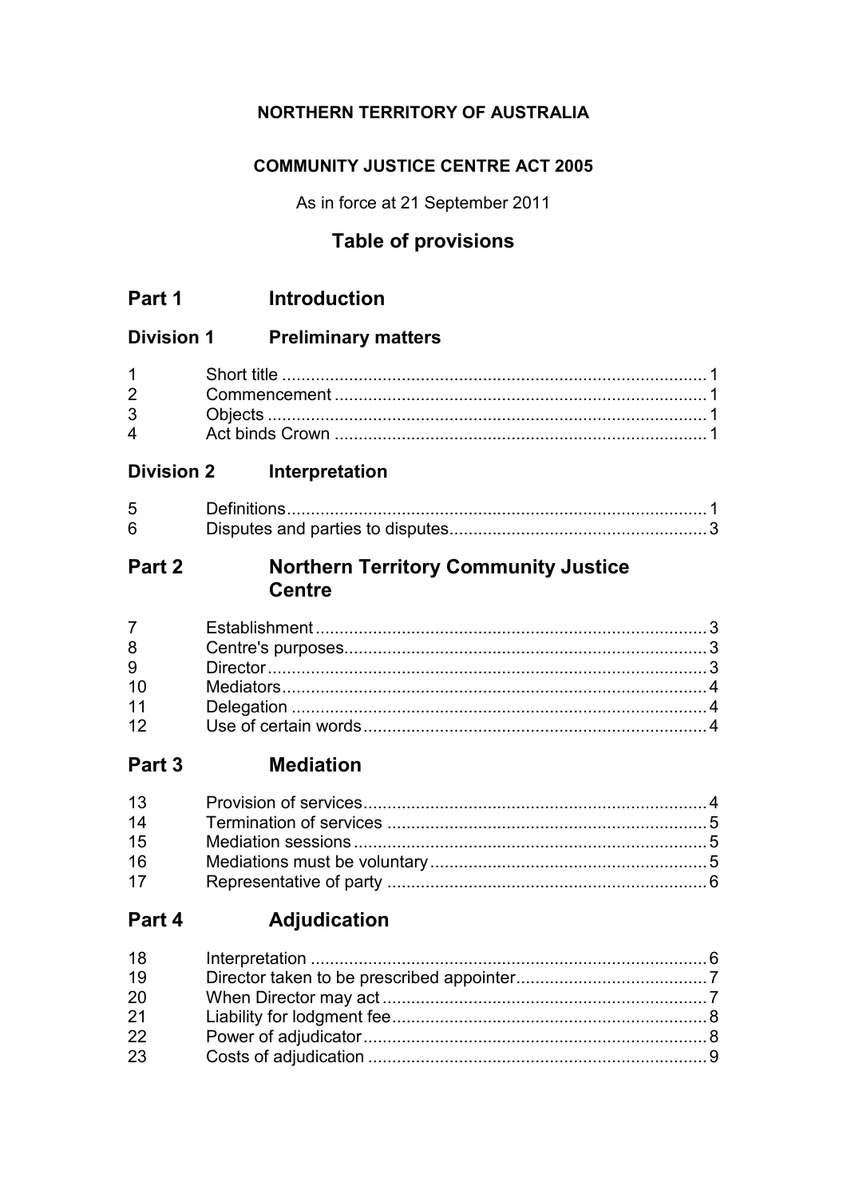**NORTHERN TERRITORY OF AUSTRALIA**

**COMMUNITY JUSTICE CENTRE ACT 2005**

As in force at 21 September 2011

# Table of provisions

## Part 1 Introduction

### Division 1 Preliminary matters

| | | |
|---|---|---|
| 1 | Short title | 1 |
| 2 | Commencement | 1 |
| 3 | Objects | 1 |
| 4 | Act binds Crown | 1 |

### Division 2 Interpretation

| | | |
|---|---|---|
| 5 | Definitions | 1 |
| 6 | Disputes and parties to disputes | 3 |

## Part 2 Northern Territory Community Justice Centre

| | | |
|---|---|---|
| 7 | Establishment | 3 |
| 8 | Centre's purposes | 3 |
| 9 | Director | 3 |
| 10 | Mediators | 4 |
| 11 | Delegation | 4 |
| 12 | Use of certain words | 4 |

## Part 3 Mediation

| | | |
|---|---|---|
| 13 | Provision of services | 4 |
| 14 | Termination of services | 5 |
| 15 | Mediation sessions | 5 |
| 16 | Mediations must be voluntary | 5 |
| 17 | Representative of party | 6 |

## Part 4 Adjudication

| | | |
|---|---|---|
| 18 | Interpretation | 6 |
| 19 | Director taken to be prescribed appointer | 7 |
| 20 | When Director may act | 7 |
| 21 | Liability for lodgment fee | 8 |
| 22 | Power of adjudicator | 8 |
| 23 | Costs of adjudication | 9 |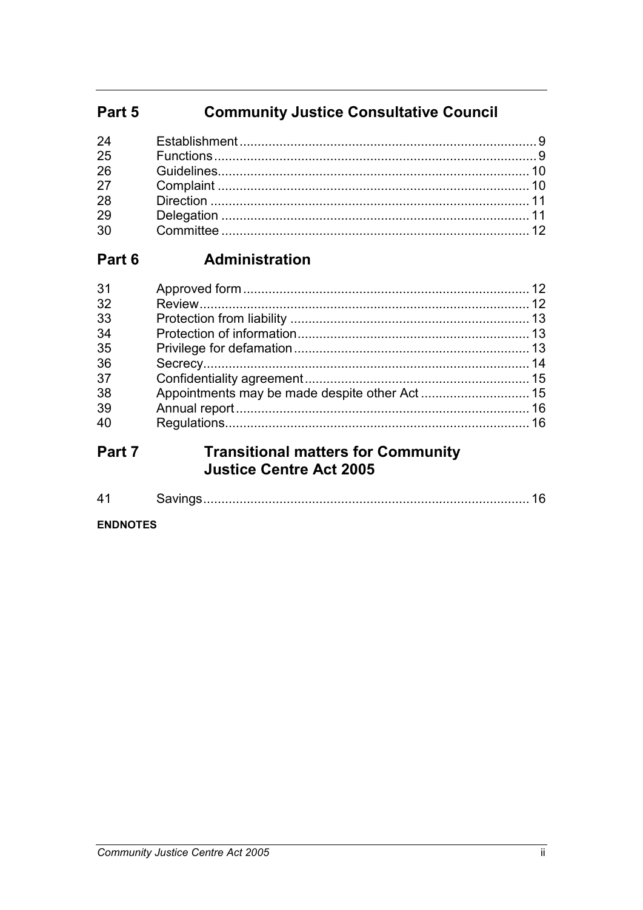## Part 5 Community Justice Consultative Council

| | | |
|---|---|---|
| 24 | Establishment | 9 |
| 25 | Functions | 9 |
| 26 | Guidelines | 10 |
| 27 | Complaint | 10 |
| 28 | Direction | 11 |
| 29 | Delegation | 11 |
| 30 | Committee | 12 |

## Part 6 Administration

| | | |
|---|---|---|
| 31 | Approved form | 12 |
| 32 | Review | 12 |
| 33 | Protection from liability | 13 |
| 34 | Protection of information | 13 |
| 35 | Privilege for defamation | 13 |
| 36 | Secrecy | 14 |
| 37 | Confidentiality agreement | 15 |
| 38 | Appointments may be made despite other Act | 15 |
| 39 | Annual report | 16 |
| 40 | Regulations | 16 |

## Part 7 Transitional matters for Community Justice Centre Act 2005

| | | |
|---|---|---|
| 41 | Savings | 16 |

**ENDNOTES**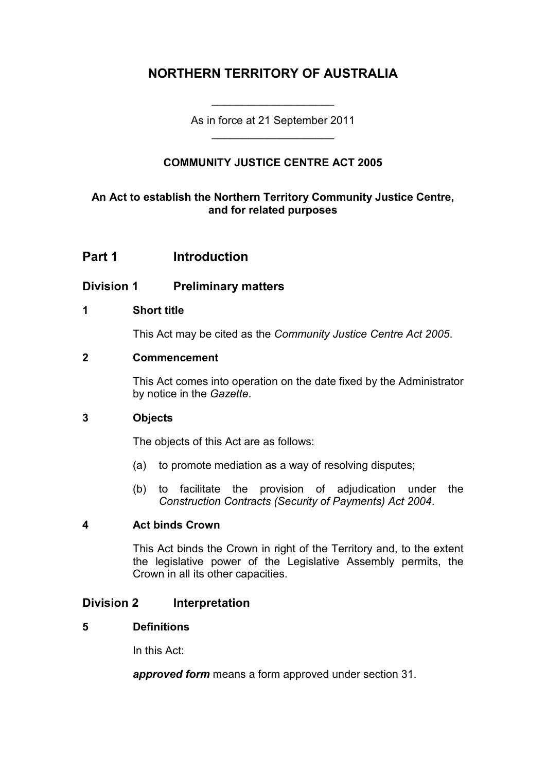# NORTHERN TERRITORY OF AUSTRALIA

As in force at 21 September 2011

## COMMUNITY JUSTICE CENTRE ACT 2005

**An Act to establish the Northern Territory Community Justice Centre, and for related purposes**

## Part 1 Introduction

### Division 1 Preliminary matters

#### 1 Short title

This Act may be cited as the *Community Justice Centre Act 2005*.

#### 2 Commencement

This Act comes into operation on the date fixed by the Administrator by notice in the *Gazette*.

#### 3 Objects

The objects of this Act are as follows:

(a) to promote mediation as a way of resolving disputes;

(b) to facilitate the provision of adjudication under the *Construction Contracts (Security of Payments) Act 2004*.

#### 4 Act binds Crown

This Act binds the Crown in right of the Territory and, to the extent the legislative power of the Legislative Assembly permits, the Crown in all its other capacities.

### Division 2 Interpretation

#### 5 Definitions

In this Act:

***approved form*** means a form approved under section 31.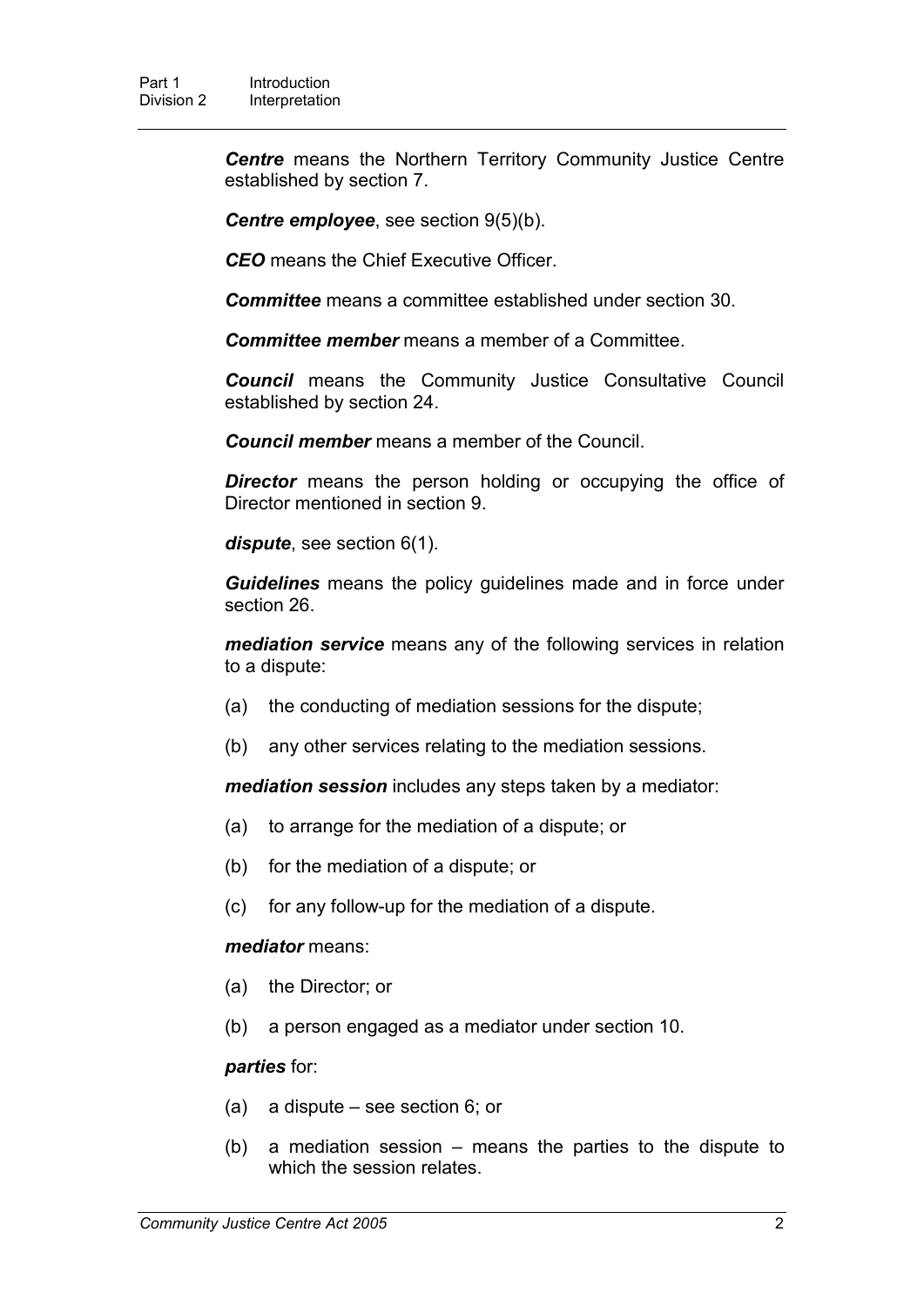***Centre*** means the Northern Territory Community Justice Centre established by section 7.

***Centre employee***, see section 9(5)(b).

***CEO*** means the Chief Executive Officer.

***Committee*** means a committee established under section 30.

***Committee member*** means a member of a Committee.

***Council*** means the Community Justice Consultative Council established by section 24.

***Council member*** means a member of the Council.

***Director*** means the person holding or occupying the office of Director mentioned in section 9.

***dispute***, see section 6(1).

***Guidelines*** means the policy guidelines made and in force under section 26.

***mediation service*** means any of the following services in relation to a dispute:

(a) the conducting of mediation sessions for the dispute;

(b) any other services relating to the mediation sessions.

***mediation session*** includes any steps taken by a mediator:

(a) to arrange for the mediation of a dispute; or

(b) for the mediation of a dispute; or

(c) for any follow-up for the mediation of a dispute.

***mediator*** means:

(a) the Director; or

(b) a person engaged as a mediator under section 10.

***parties*** for:

(a) a dispute – see section 6; or

(b) a mediation session – means the parties to the dispute to which the session relates.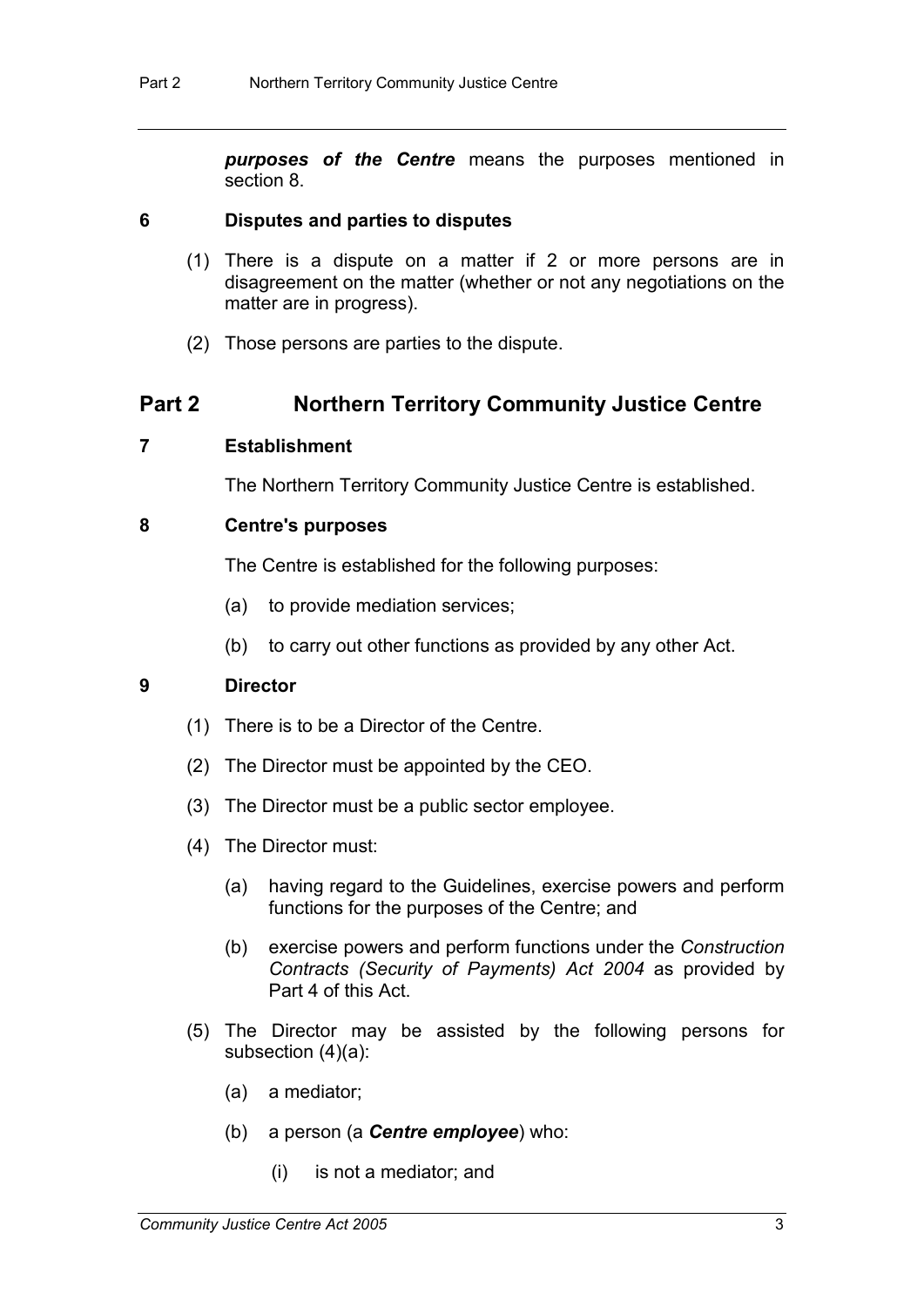***purposes of the Centre*** means the purposes mentioned in section 8.

### 6 Disputes and parties to disputes

(1) There is a dispute on a matter if 2 or more persons are in disagreement on the matter (whether or not any negotiations on the matter are in progress).

(2) Those persons are parties to the dispute.

## Part 2 Northern Territory Community Justice Centre

### 7 Establishment

The Northern Territory Community Justice Centre is established.

### 8 Centre's purposes

The Centre is established for the following purposes:

(a) to provide mediation services;

(b) to carry out other functions as provided by any other Act.

### 9 Director

(1) There is to be a Director of the Centre.

(2) The Director must be appointed by the CEO.

(3) The Director must be a public sector employee.

(4) The Director must:

(a) having regard to the Guidelines, exercise powers and perform functions for the purposes of the Centre; and

(b) exercise powers and perform functions under the *Construction Contracts (Security of Payments) Act 2004* as provided by Part 4 of this Act.

(5) The Director may be assisted by the following persons for subsection (4)(a):

(a) a mediator;

(b) a person (a ***Centre employee***) who:

(i) is not a mediator; and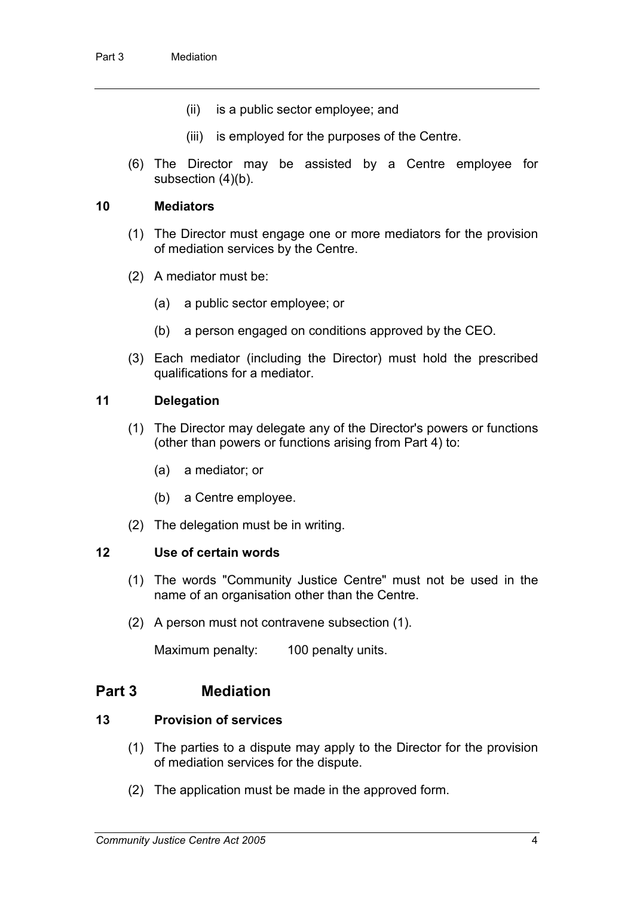(ii) is a public sector employee; and

(iii) is employed for the purposes of the Centre.

(6) The Director may be assisted by a Centre employee for subsection (4)(b).

### 10 Mediators

(1) The Director must engage one or more mediators for the provision of mediation services by the Centre.

(2) A mediator must be:

(a) a public sector employee; or

(b) a person engaged on conditions approved by the CEO.

(3) Each mediator (including the Director) must hold the prescribed qualifications for a mediator.

### 11 Delegation

(1) The Director may delegate any of the Director's powers or functions (other than powers or functions arising from Part 4) to:

(a) a mediator; or

(b) a Centre employee.

(2) The delegation must be in writing.

### 12 Use of certain words

(1) The words "Community Justice Centre" must not be used in the name of an organisation other than the Centre.

(2) A person must not contravene subsection (1).

Maximum penalty: 100 penalty units.

## Part 3 Mediation

### 13 Provision of services

(1) The parties to a dispute may apply to the Director for the provision of mediation services for the dispute.

(2) The application must be made in the approved form.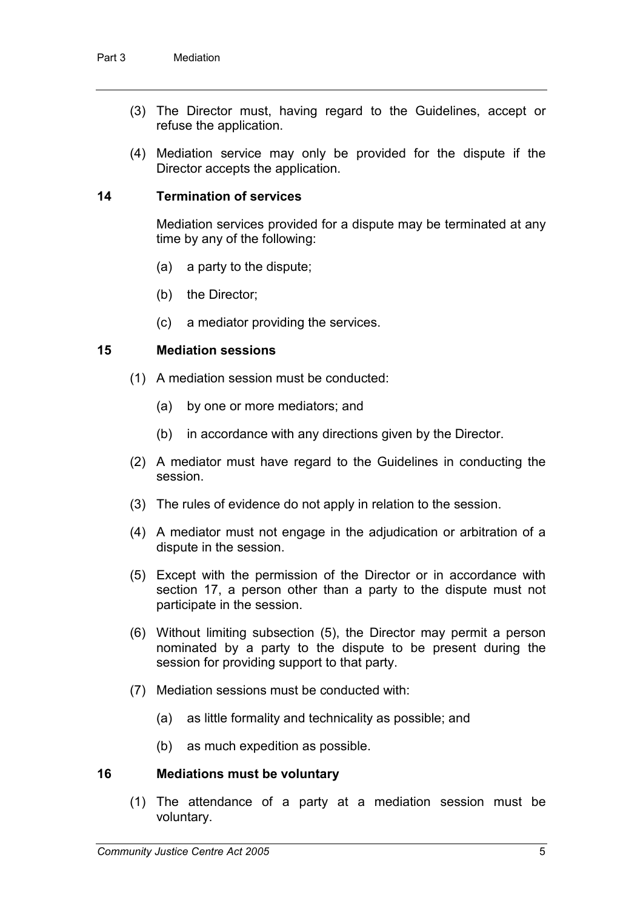(3) The Director must, having regard to the Guidelines, accept or refuse the application.

(4) Mediation service may only be provided for the dispute if the Director accepts the application.

### 14 Termination of services

Mediation services provided for a dispute may be terminated at any time by any of the following:

(a) a party to the dispute;

(b) the Director;

(c) a mediator providing the services.

### 15 Mediation sessions

(1) A mediation session must be conducted:

(a) by one or more mediators; and

(b) in accordance with any directions given by the Director.

(2) A mediator must have regard to the Guidelines in conducting the session.

(3) The rules of evidence do not apply in relation to the session.

(4) A mediator must not engage in the adjudication or arbitration of a dispute in the session.

(5) Except with the permission of the Director or in accordance with section 17, a person other than a party to the dispute must not participate in the session.

(6) Without limiting subsection (5), the Director may permit a person nominated by a party to the dispute to be present during the session for providing support to that party.

(7) Mediation sessions must be conducted with:

(a) as little formality and technicality as possible; and

(b) as much expedition as possible.

### 16 Mediations must be voluntary

(1) The attendance of a party at a mediation session must be voluntary.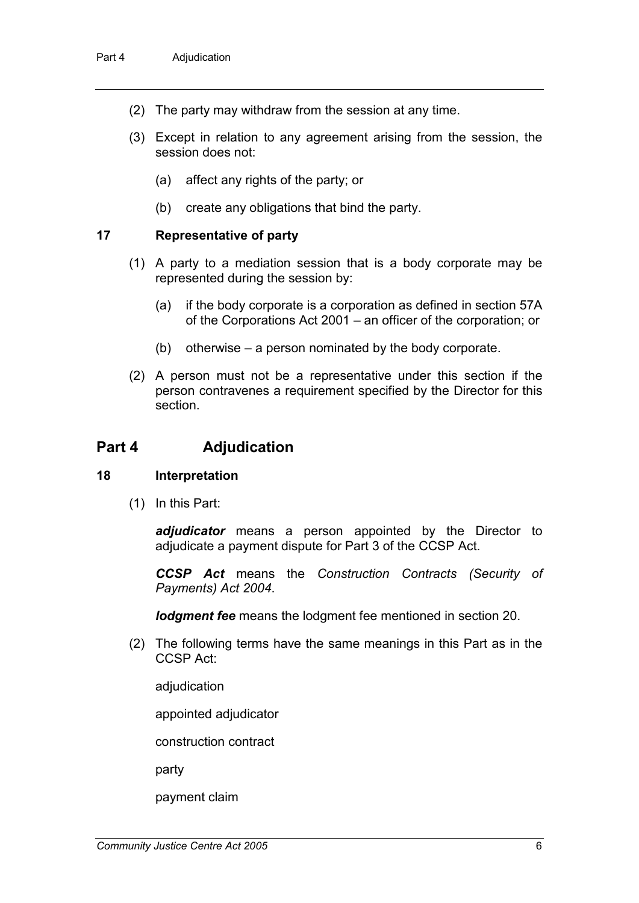(2) The party may withdraw from the session at any time.

(3) Except in relation to any agreement arising from the session, the session does not:

(a) affect any rights of the party; or

(b) create any obligations that bind the party.

### 17 Representative of party

(1) A party to a mediation session that is a body corporate may be represented during the session by:

(a) if the body corporate is a corporation as defined in section 57A of the Corporations Act 2001 – an officer of the corporation; or

(b) otherwise – a person nominated by the body corporate.

(2) A person must not be a representative under this section if the person contravenes a requirement specified by the Director for this section.

## Part 4 Adjudication

### 18 Interpretation

(1) In this Part:

***adjudicator*** means a person appointed by the Director to adjudicate a payment dispute for Part 3 of the CCSP Act.

***CCSP Act*** means the *Construction Contracts (Security of Payments) Act 2004*.

***lodgment fee*** means the lodgment fee mentioned in section 20.

(2) The following terms have the same meanings in this Part as in the CCSP Act:

adjudication

appointed adjudicator

construction contract

party

payment claim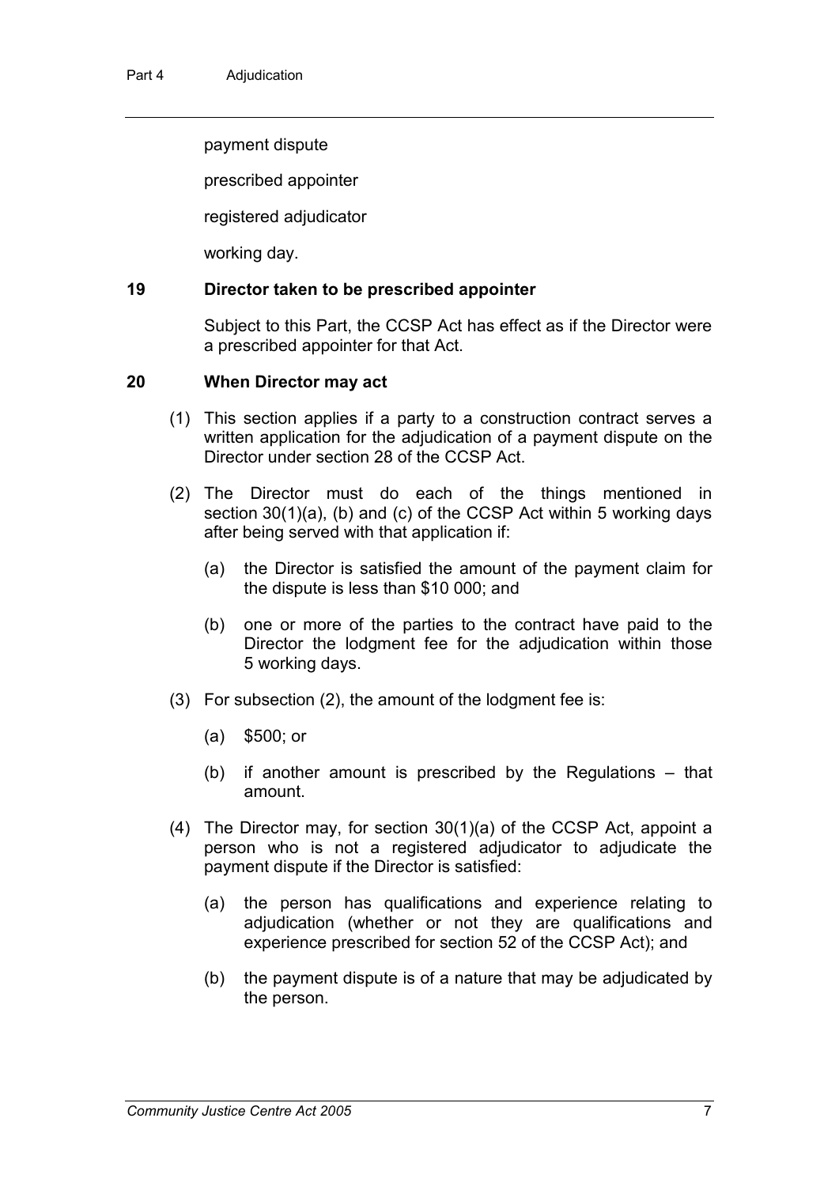payment dispute

prescribed appointer

registered adjudicator

working day.

### 19 Director taken to be prescribed appointer

Subject to this Part, the CCSP Act has effect as if the Director were a prescribed appointer for that Act.

### 20 When Director may act

(1) This section applies if a party to a construction contract serves a written application for the adjudication of a payment dispute on the Director under section 28 of the CCSP Act.

(2) The Director must do each of the things mentioned in section 30(1)(a), (b) and (c) of the CCSP Act within 5 working days after being served with that application if:

- (a) the Director is satisfied the amount of the payment claim for the dispute is less than $10 000; and
- (b) one or more of the parties to the contract have paid to the Director the lodgment fee for the adjudication within those 5 working days.

(3) For subsection (2), the amount of the lodgment fee is:

- (a) $500; or
- (b) if another amount is prescribed by the Regulations – that amount.

(4) The Director may, for section 30(1)(a) of the CCSP Act, appoint a person who is not a registered adjudicator to adjudicate the payment dispute if the Director is satisfied:

- (a) the person has qualifications and experience relating to adjudication (whether or not they are qualifications and experience prescribed for section 52 of the CCSP Act); and
- (b) the payment dispute is of a nature that may be adjudicated by the person.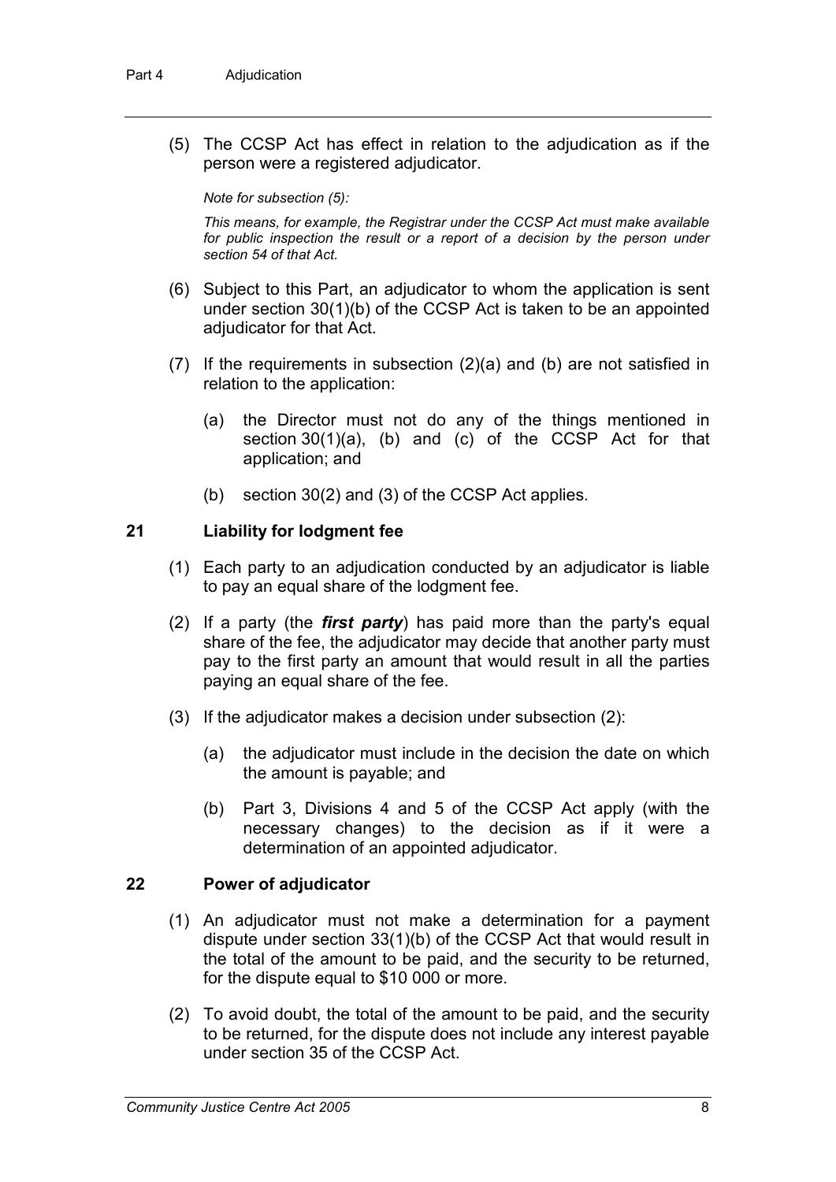(5) The CCSP Act has effect in relation to the adjudication as if the person were a registered adjudicator.

*Note for subsection (5):*

*This means, for example, the Registrar under the CCSP Act must make available for public inspection the result or a report of a decision by the person under section 54 of that Act.*

(6) Subject to this Part, an adjudicator to whom the application is sent under section 30(1)(b) of the CCSP Act is taken to be an appointed adjudicator for that Act.

(7) If the requirements in subsection (2)(a) and (b) are not satisfied in relation to the application:

(a) the Director must not do any of the things mentioned in section 30(1)(a), (b) and (c) of the CCSP Act for that application; and

(b) section 30(2) and (3) of the CCSP Act applies.

### 21 Liability for lodgment fee

(1) Each party to an adjudication conducted by an adjudicator is liable to pay an equal share of the lodgment fee.

(2) If a party (the ***first party***) has paid more than the party's equal share of the fee, the adjudicator may decide that another party must pay to the first party an amount that would result in all the parties paying an equal share of the fee.

(3) If the adjudicator makes a decision under subsection (2):

(a) the adjudicator must include in the decision the date on which the amount is payable; and

(b) Part 3, Divisions 4 and 5 of the CCSP Act apply (with the necessary changes) to the decision as if it were a determination of an appointed adjudicator.

### 22 Power of adjudicator

(1) An adjudicator must not make a determination for a payment dispute under section 33(1)(b) of the CCSP Act that would result in the total of the amount to be paid, and the security to be returned, for the dispute equal to $10 000 or more.

(2) To avoid doubt, the total of the amount to be paid, and the security to be returned, for the dispute does not include any interest payable under section 35 of the CCSP Act.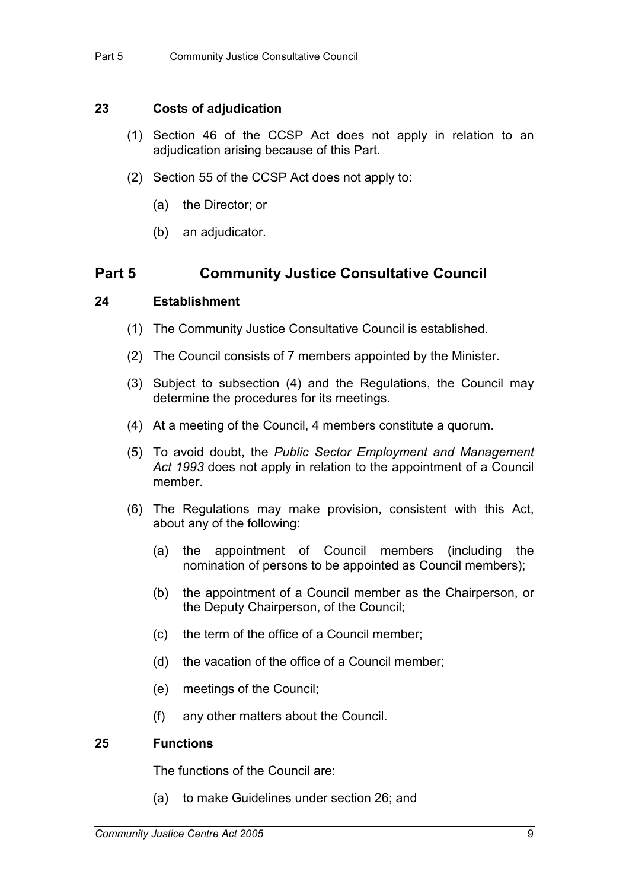### 23 Costs of adjudication

(1) Section 46 of the CCSP Act does not apply in relation to an adjudication arising because of this Part.

(2) Section 55 of the CCSP Act does not apply to:

(a) the Director; or

(b) an adjudicator.

## Part 5 Community Justice Consultative Council

### 24 Establishment

(1) The Community Justice Consultative Council is established.

(2) The Council consists of 7 members appointed by the Minister.

(3) Subject to subsection (4) and the Regulations, the Council may determine the procedures for its meetings.

(4) At a meeting of the Council, 4 members constitute a quorum.

(5) To avoid doubt, the *Public Sector Employment and Management Act 1993* does not apply in relation to the appointment of a Council member.

(6) The Regulations may make provision, consistent with this Act, about any of the following:

(a) the appointment of Council members (including the nomination of persons to be appointed as Council members);

(b) the appointment of a Council member as the Chairperson, or the Deputy Chairperson, of the Council;

(c) the term of the office of a Council member;

(d) the vacation of the office of a Council member;

(e) meetings of the Council;

(f) any other matters about the Council.

### 25 Functions

The functions of the Council are:

(a) to make Guidelines under section 26; and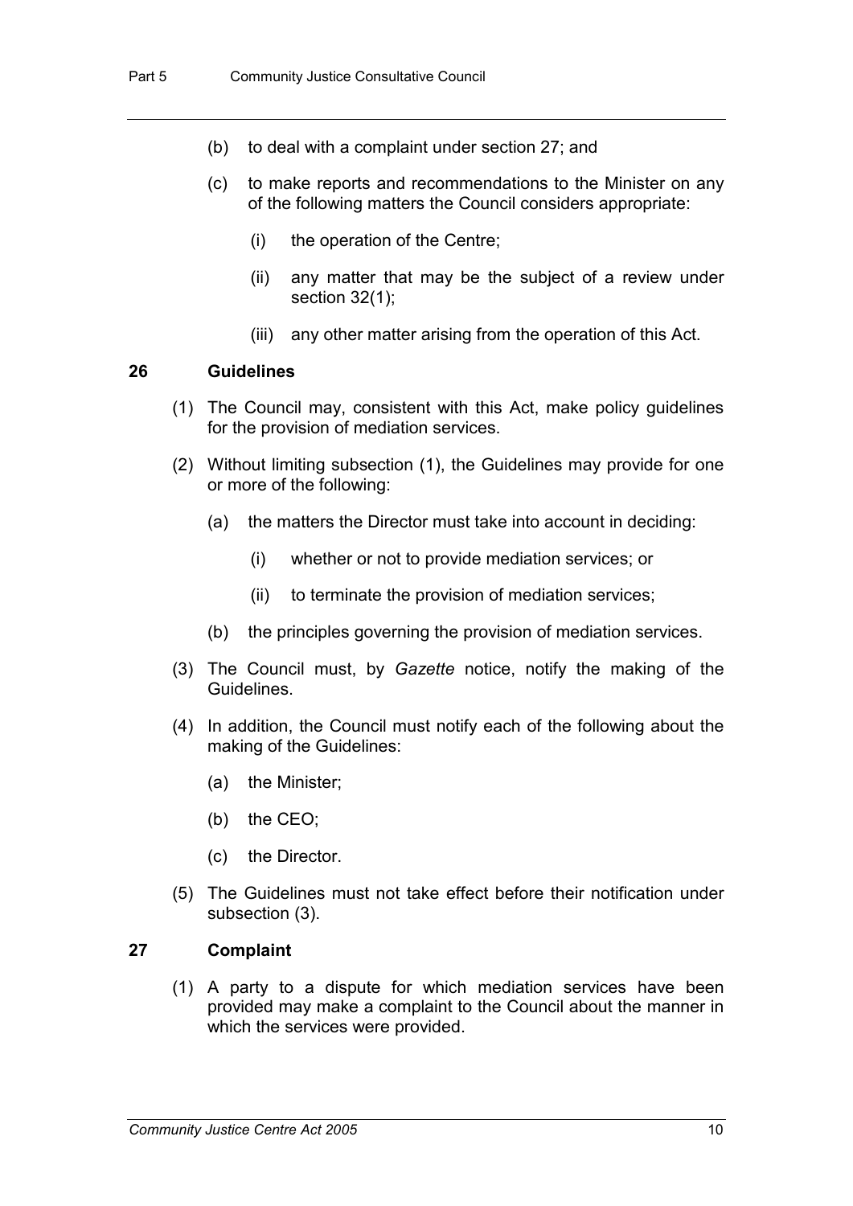(b) to deal with a complaint under section 27; and

(c) to make reports and recommendations to the Minister on any of the following matters the Council considers appropriate:

(i) the operation of the Centre;

(ii) any matter that may be the subject of a review under section 32(1);

(iii) any other matter arising from the operation of this Act.

### 26 Guidelines

(1) The Council may, consistent with this Act, make policy guidelines for the provision of mediation services.

(2) Without limiting subsection (1), the Guidelines may provide for one or more of the following:

(a) the matters the Director must take into account in deciding:

(i) whether or not to provide mediation services; or

(ii) to terminate the provision of mediation services;

(b) the principles governing the provision of mediation services.

(3) The Council must, by *Gazette* notice, notify the making of the Guidelines.

(4) In addition, the Council must notify each of the following about the making of the Guidelines:

(a) the Minister;

(b) the CEO;

(c) the Director.

(5) The Guidelines must not take effect before their notification under subsection (3).

### 27 Complaint

(1) A party to a dispute for which mediation services have been provided may make a complaint to the Council about the manner in which the services were provided.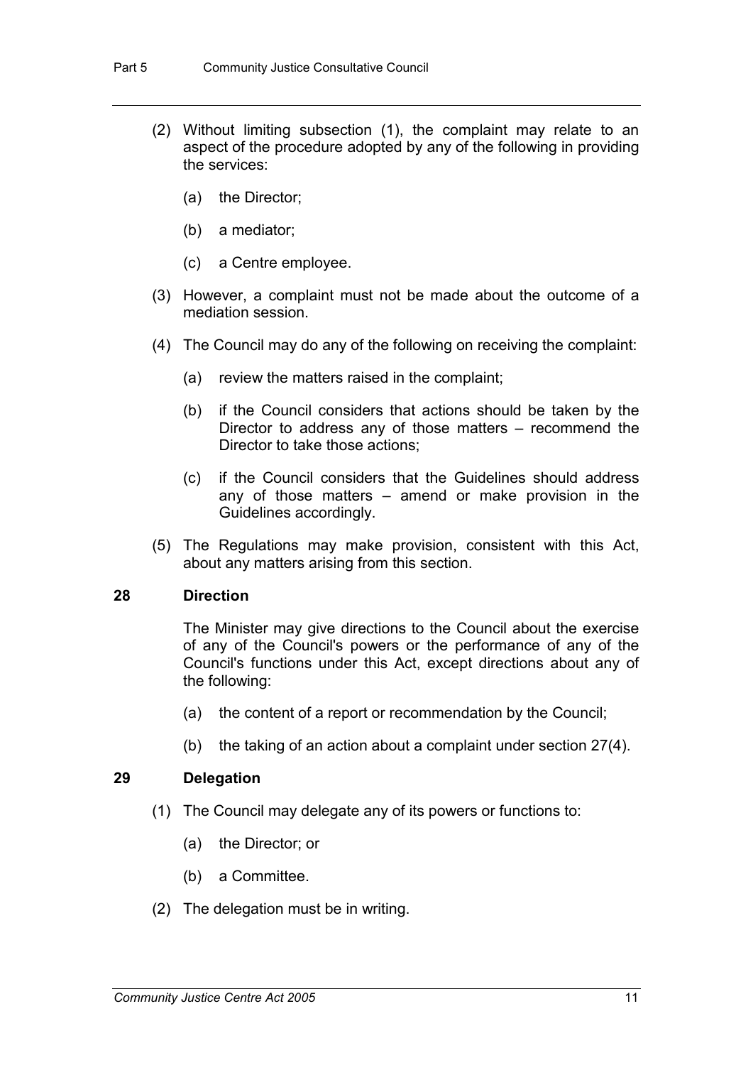(2) Without limiting subsection (1), the complaint may relate to an aspect of the procedure adopted by any of the following in providing the services:

- (a) the Director;
- (b) a mediator;
- (c) a Centre employee.

(3) However, a complaint must not be made about the outcome of a mediation session.

(4) The Council may do any of the following on receiving the complaint:

- (a) review the matters raised in the complaint;
- (b) if the Council considers that actions should be taken by the Director to address any of those matters – recommend the Director to take those actions;
- (c) if the Council considers that the Guidelines should address any of those matters – amend or make provision in the Guidelines accordingly.

(5) The Regulations may make provision, consistent with this Act, about any matters arising from this section.

### 28 Direction

The Minister may give directions to the Council about the exercise of any of the Council's powers or the performance of any of the Council's functions under this Act, except directions about any of the following:

- (a) the content of a report or recommendation by the Council;
- (b) the taking of an action about a complaint under section 27(4).

### 29 Delegation

(1) The Council may delegate any of its powers or functions to:

- (a) the Director; or
- (b) a Committee.

(2) The delegation must be in writing.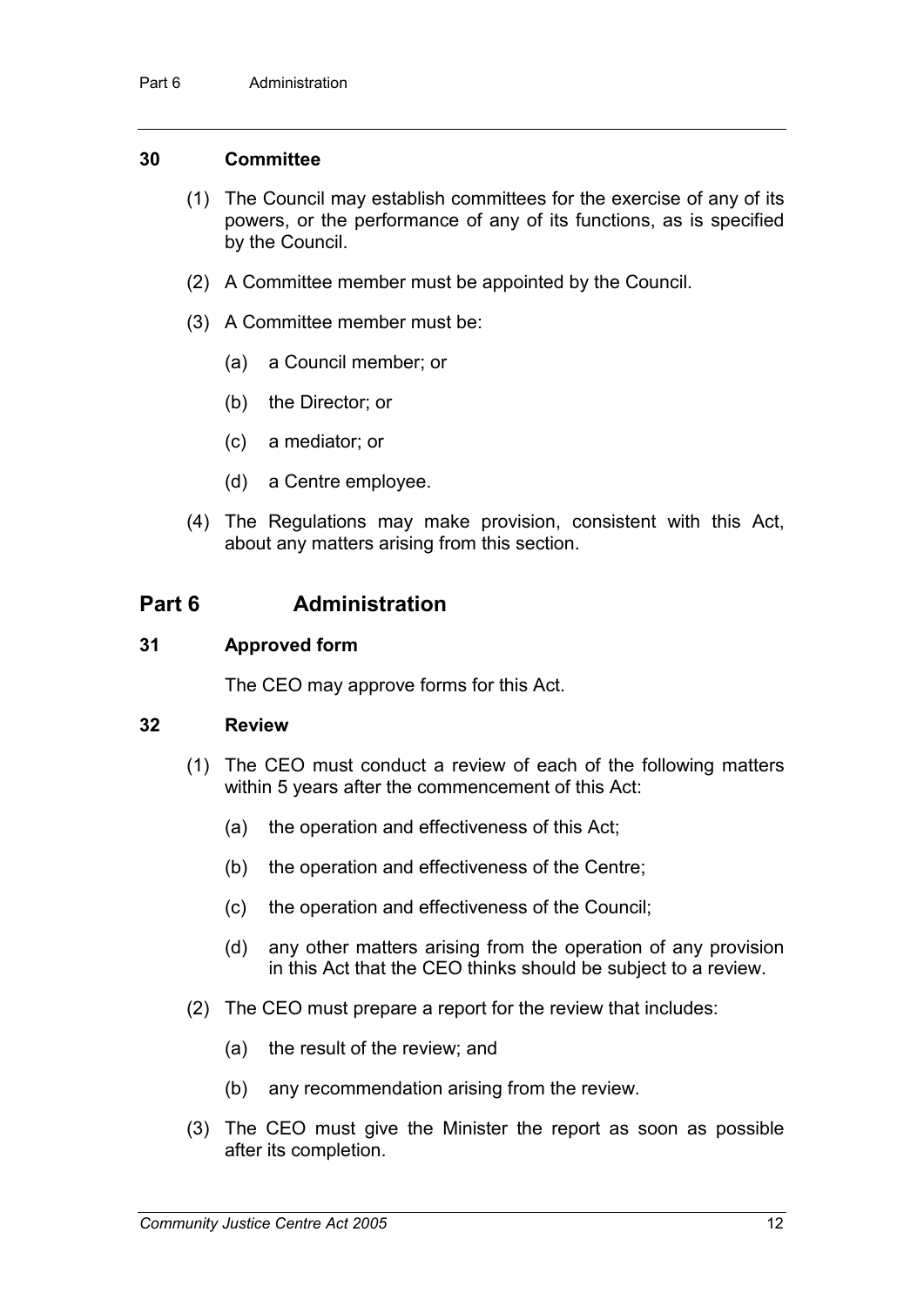### 30 Committee

(1) The Council may establish committees for the exercise of any of its powers, or the performance of any of its functions, as is specified by the Council.

(2) A Committee member must be appointed by the Council.

(3) A Committee member must be:

- (a) a Council member; or
- (b) the Director; or
- (c) a mediator; or
- (d) a Centre employee.

(4) The Regulations may make provision, consistent with this Act, about any matters arising from this section.

## Part 6 Administration

### 31 Approved form

The CEO may approve forms for this Act.

### 32 Review

(1) The CEO must conduct a review of each of the following matters within 5 years after the commencement of this Act:

- (a) the operation and effectiveness of this Act;
- (b) the operation and effectiveness of the Centre;
- (c) the operation and effectiveness of the Council;
- (d) any other matters arising from the operation of any provision in this Act that the CEO thinks should be subject to a review.

(2) The CEO must prepare a report for the review that includes:

- (a) the result of the review; and
- (b) any recommendation arising from the review.

(3) The CEO must give the Minister the report as soon as possible after its completion.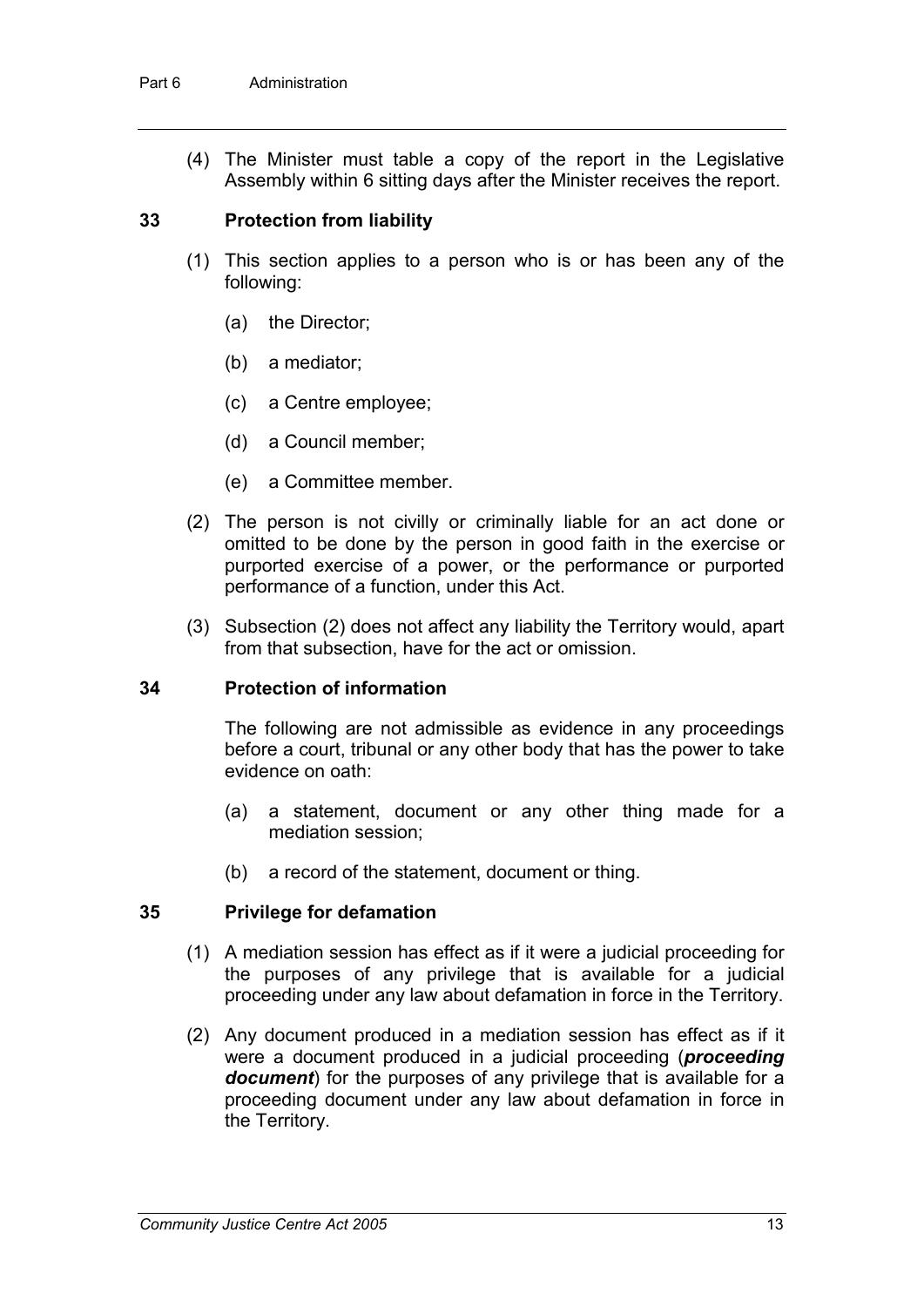(4) The Minister must table a copy of the report in the Legislative Assembly within 6 sitting days after the Minister receives the report.

### 33 Protection from liability

(1) This section applies to a person who is or has been any of the following:

(a) the Director;

(b) a mediator;

(c) a Centre employee;

(d) a Council member;

(e) a Committee member.

(2) The person is not civilly or criminally liable for an act done or omitted to be done by the person in good faith in the exercise or purported exercise of a power, or the performance or purported performance of a function, under this Act.

(3) Subsection (2) does not affect any liability the Territory would, apart from that subsection, have for the act or omission.

### 34 Protection of information

The following are not admissible as evidence in any proceedings before a court, tribunal or any other body that has the power to take evidence on oath:

(a) a statement, document or any other thing made for a mediation session;

(b) a record of the statement, document or thing.

### 35 Privilege for defamation

(1) A mediation session has effect as if it were a judicial proceeding for the purposes of any privilege that is available for a judicial proceeding under any law about defamation in force in the Territory.

(2) Any document produced in a mediation session has effect as if it were a document produced in a judicial proceeding (***proceeding document***) for the purposes of any privilege that is available for a proceeding document under any law about defamation in force in the Territory.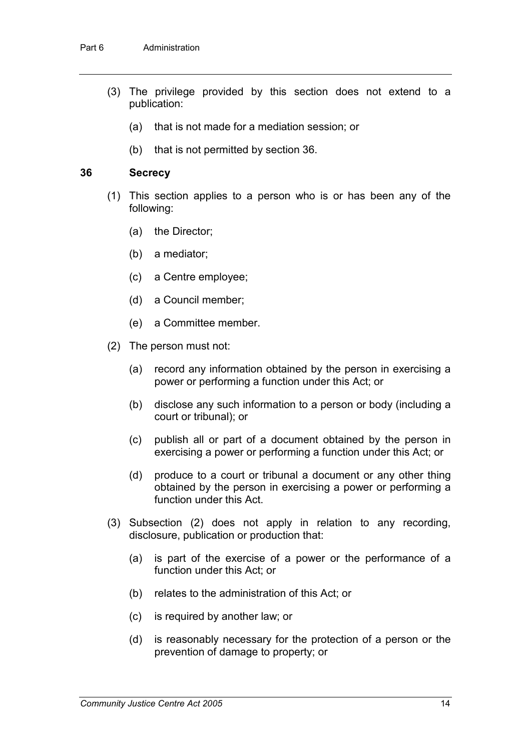(3) The privilege provided by this section does not extend to a publication:

(a) that is not made for a mediation session; or

(b) that is not permitted by section 36.

## 36 Secrecy

(1) This section applies to a person who is or has been any of the following:

(a) the Director;

(b) a mediator;

(c) a Centre employee;

(d) a Council member;

(e) a Committee member.

(2) The person must not:

(a) record any information obtained by the person in exercising a power or performing a function under this Act; or

(b) disclose any such information to a person or body (including a court or tribunal); or

(c) publish all or part of a document obtained by the person in exercising a power or performing a function under this Act; or

(d) produce to a court or tribunal a document or any other thing obtained by the person in exercising a power or performing a function under this Act.

(3) Subsection (2) does not apply in relation to any recording, disclosure, publication or production that:

(a) is part of the exercise of a power or the performance of a function under this Act; or

(b) relates to the administration of this Act; or

(c) is required by another law; or

(d) is reasonably necessary for the protection of a person or the prevention of damage to property; or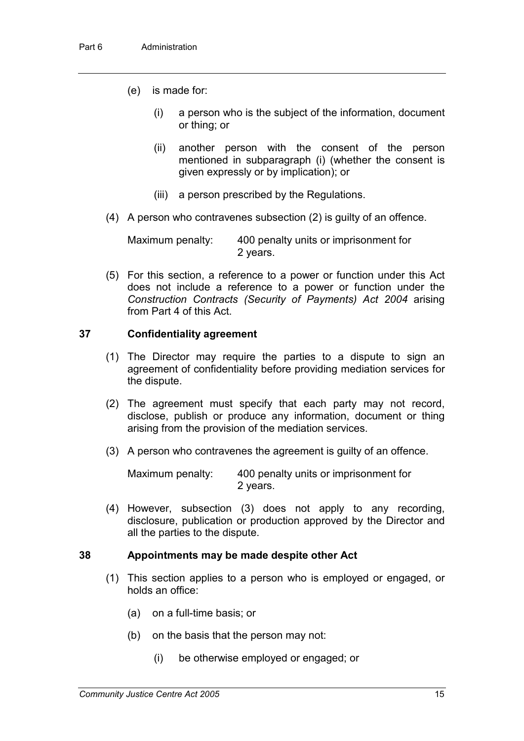(e) is made for:

(i) a person who is the subject of the information, document or thing; or

(ii) another person with the consent of the person mentioned in subparagraph (i) (whether the consent is given expressly or by implication); or

(iii) a person prescribed by the Regulations.

(4) A person who contravenes subsection (2) is guilty of an offence.

Maximum penalty: 400 penalty units or imprisonment for 2 years.

(5) For this section, a reference to a power or function under this Act does not include a reference to a power or function under the *Construction Contracts (Security of Payments) Act 2004* arising from Part 4 of this Act.

### 37 Confidentiality agreement

(1) The Director may require the parties to a dispute to sign an agreement of confidentiality before providing mediation services for the dispute.

(2) The agreement must specify that each party may not record, disclose, publish or produce any information, document or thing arising from the provision of the mediation services.

(3) A person who contravenes the agreement is guilty of an offence.

Maximum penalty: 400 penalty units or imprisonment for 2 years.

(4) However, subsection (3) does not apply to any recording, disclosure, publication or production approved by the Director and all the parties to the dispute.

### 38 Appointments may be made despite other Act

(1) This section applies to a person who is employed or engaged, or holds an office:

(a) on a full-time basis; or

(b) on the basis that the person may not:

(i) be otherwise employed or engaged; or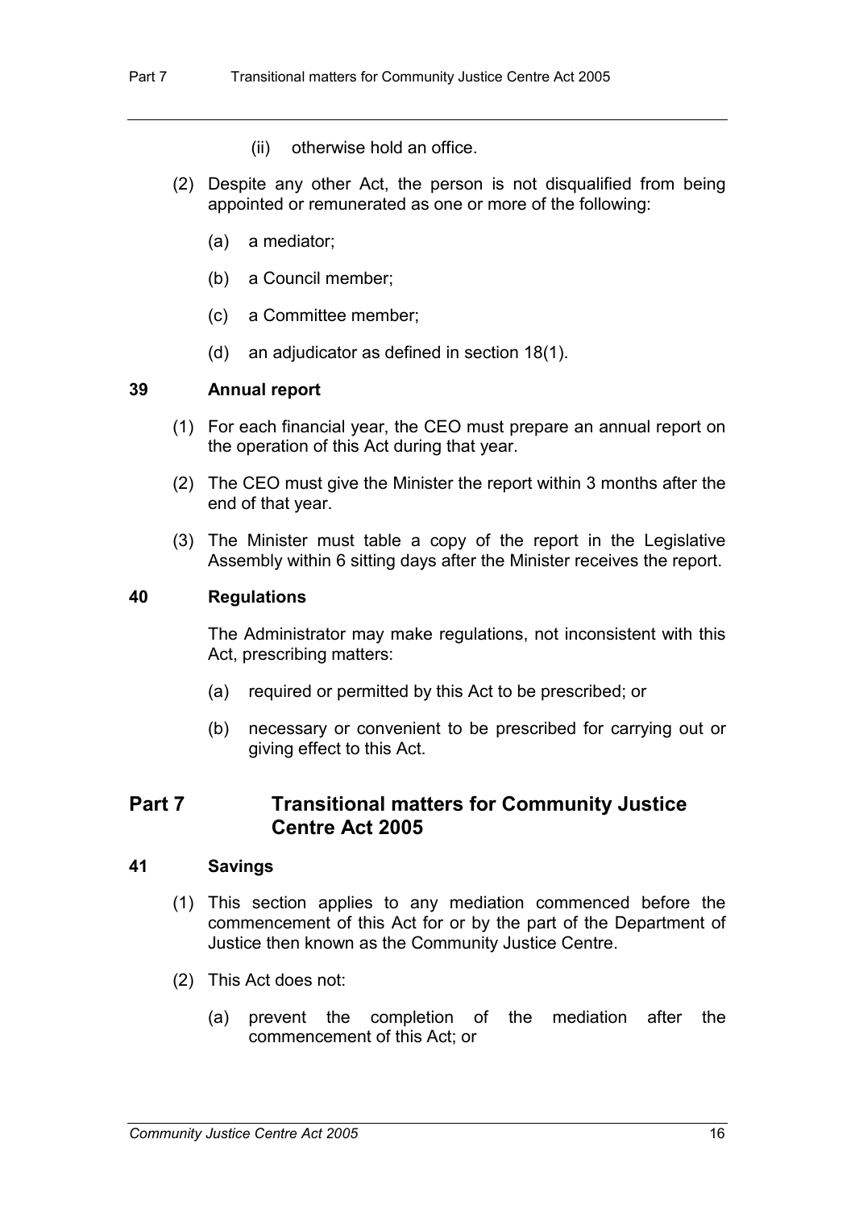(ii) otherwise hold an office.

(2) Despite any other Act, the person is not disqualified from being appointed or remunerated as one or more of the following:

(a) a mediator;

(b) a Council member;

(c) a Committee member;

(d) an adjudicator as defined in section 18(1).

### 39 Annual report

(1) For each financial year, the CEO must prepare an annual report on the operation of this Act during that year.

(2) The CEO must give the Minister the report within 3 months after the end of that year.

(3) The Minister must table a copy of the report in the Legislative Assembly within 6 sitting days after the Minister receives the report.

### 40 Regulations

The Administrator may make regulations, not inconsistent with this Act, prescribing matters:

(a) required or permitted by this Act to be prescribed; or

(b) necessary or convenient to be prescribed for carrying out or giving effect to this Act.

## Part 7 Transitional matters for Community Justice Centre Act 2005

### 41 Savings

(1) This section applies to any mediation commenced before the commencement of this Act for or by the part of the Department of Justice then known as the Community Justice Centre.

(2) This Act does not:

(a) prevent the completion of the mediation after the commencement of this Act; or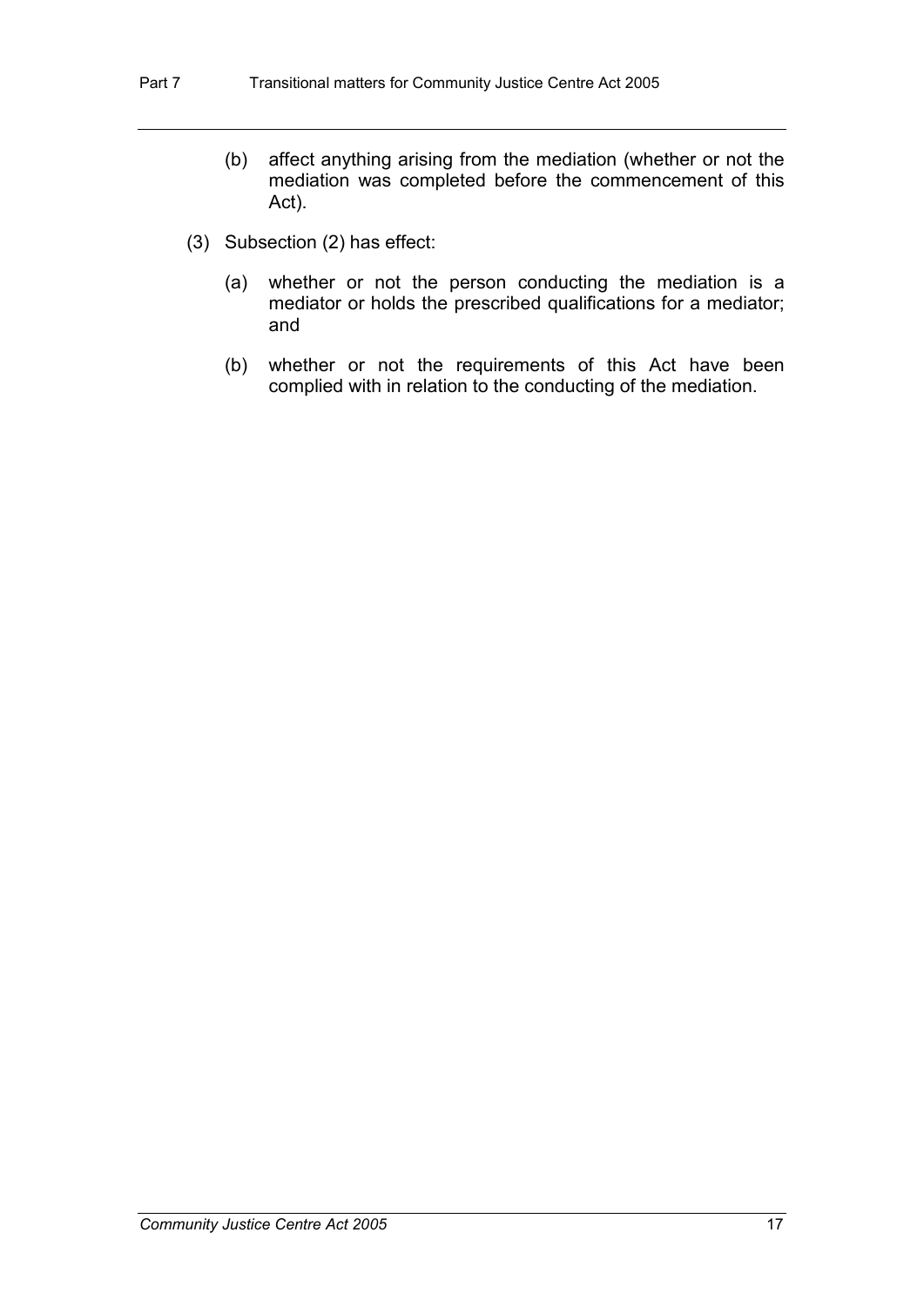(b) affect anything arising from the mediation (whether or not the mediation was completed before the commencement of this Act).

(3) Subsection (2) has effect:

(a) whether or not the person conducting the mediation is a mediator or holds the prescribed qualifications for a mediator; and

(b) whether or not the requirements of this Act have been complied with in relation to the conducting of the mediation.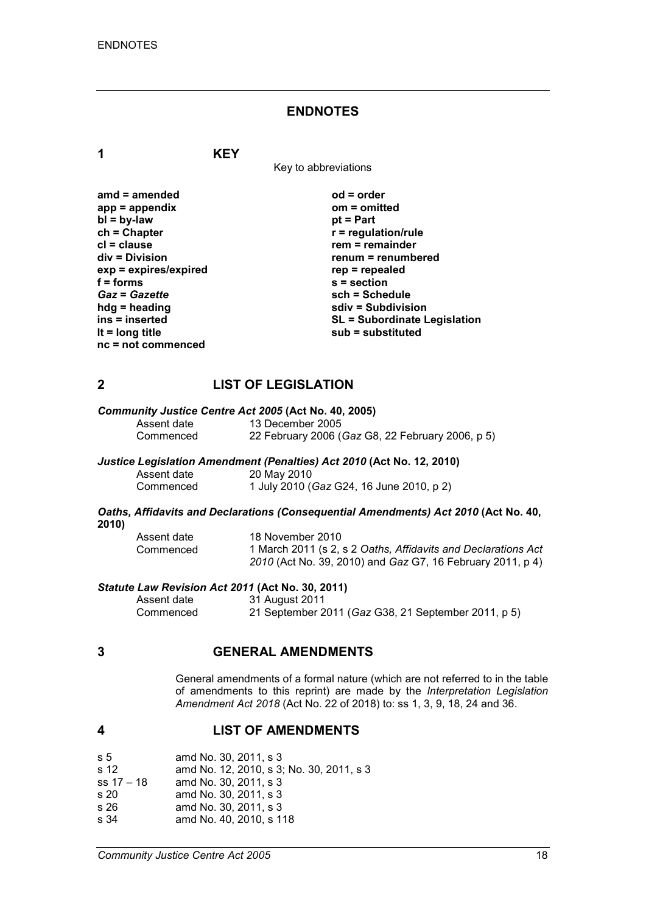## ENDNOTES

### 1 KEY

Key to abbreviations

| | |
|---|---|
| **amd = amended** | **od = order** |
| **app = appendix** | **om = omitted** |
| **bl = by-law** | **pt = Part** |
| **ch = Chapter** | **r = regulation/rule** |
| **cl = clause** | **rem = remainder** |
| **div = Division** | **renum = renumbered** |
| **exp = expires/expired** | **rep = repealed** |
| **f = forms** | **s = section** |
| ***Gaz* = *Gazette*** | **sch = Schedule** |
| **hdg = heading** | **sdiv = Subdivision** |
| **ins = inserted** | **SL = Subordinate Legislation** |
| **lt = long title** | **sub = substituted** |
| **nc = not commenced** | |

### 2 LIST OF LEGISLATION

***Community Justice Centre Act 2005* (Act No. 40, 2005)**

| | |
|---|---|
| Assent date | 13 December 2005 |
| Commenced | 22 February 2006 (*Gaz* G8, 22 February 2006, p 5) |

***Justice Legislation Amendment (Penalties) Act 2010* (Act No. 12, 2010)**

| | |
|---|---|
| Assent date | 20 May 2010 |
| Commenced | 1 July 2010 (*Gaz* G24, 16 June 2010, p 2) |

***Oaths, Affidavits and Declarations (Consequential Amendments) Act 2010* (Act No. 40, 2010)**

| | |
|---|---|
| Assent date | 18 November 2010 |
| Commenced | 1 March 2011 (s 2, s 2 *Oaths, Affidavits and Declarations Act 2010* (Act No. 39, 2010) and *Gaz* G7, 16 February 2011, p 4) |

***Statute Law Revision Act 2011* (Act No. 30, 2011)**

| | |
|---|---|
| Assent date | 31 August 2011 |
| Commenced | 21 September 2011 (*Gaz* G38, 21 September 2011, p 5) |

### 3 GENERAL AMENDMENTS

General amendments of a formal nature (which are not referred to in the table of amendments to this reprint) are made by the *Interpretation Legislation Amendment Act 2018* (Act No. 22 of 2018) to: ss 1, 3, 9, 18, 24 and 36.

### 4 LIST OF AMENDMENTS

| | |
|---|---|
| s 5 | amd No. 30, 2011, s 3 |
| s 12 | amd No. 12, 2010, s 3; No. 30, 2011, s 3 |
| ss 17 – 18 | amd No. 30, 2011, s 3 |
| s 20 | amd No. 30, 2011, s 3 |
| s 26 | amd No. 30, 2011, s 3 |
| s 34 | amd No. 40, 2010, s 118 |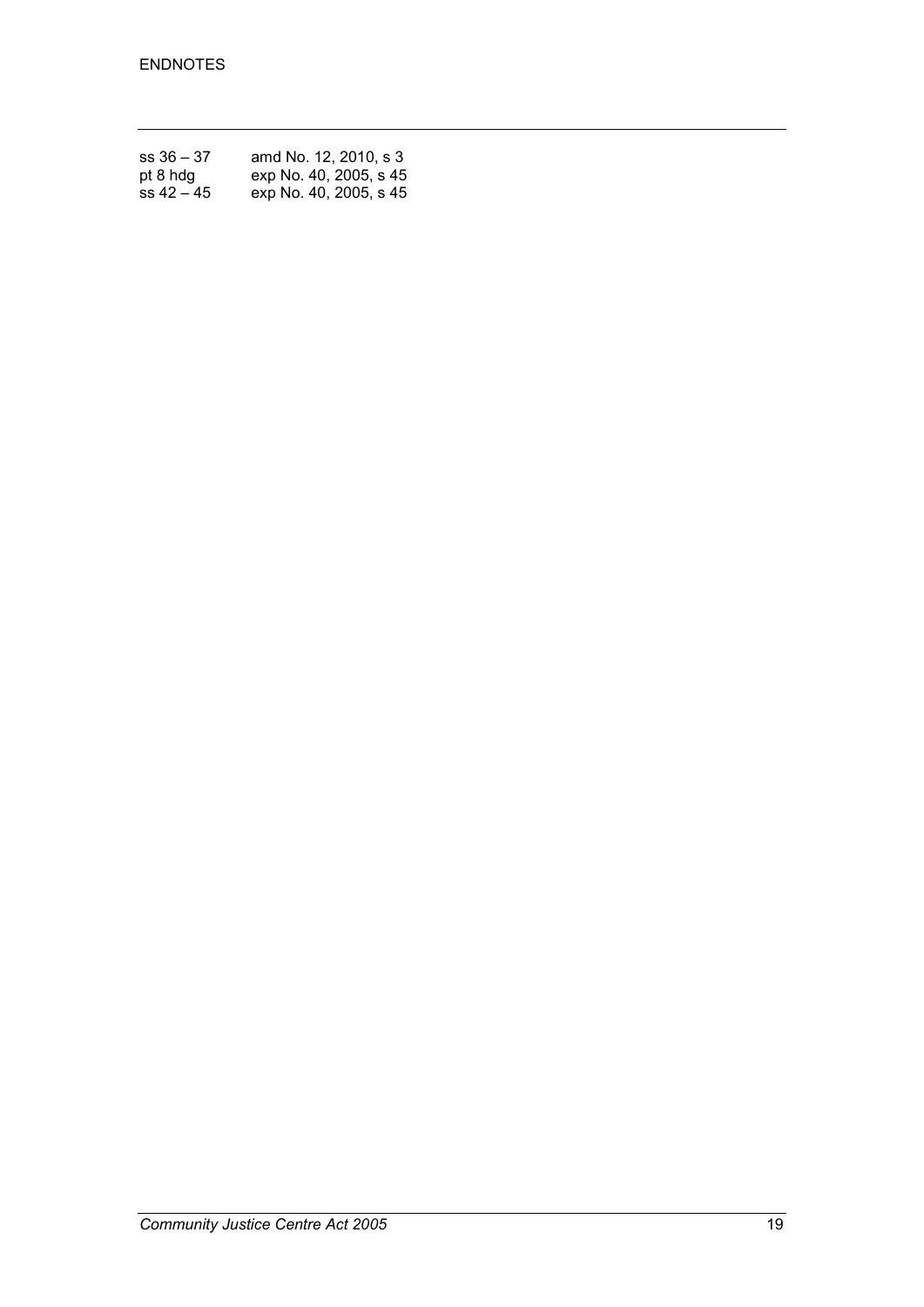| | |
|---|---|
| ss 36 – 37 | amd No. 12, 2010, s 3 |
| pt 8 hdg | exp No. 40, 2005, s 45 |
| ss 42 – 45 | exp No. 40, 2005, s 45 |